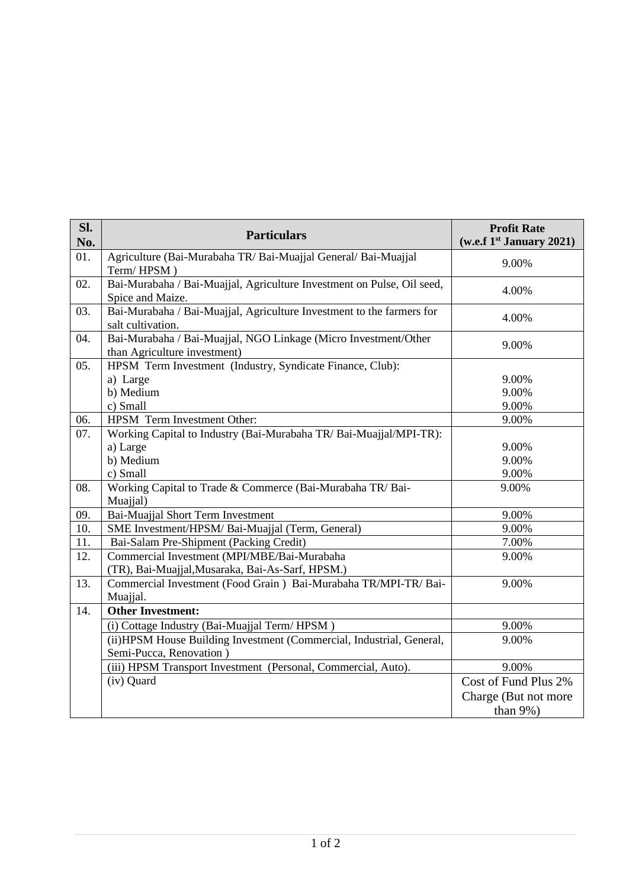| Sl. No. | Particulars | Profit Rate (w.e.f 1st January 2021) |
|---|---|---|
| 01. | Agriculture (Bai-Murabaha TR/ Bai-Muajjal General/ Bai-Muajjal Term/ HPSM ) | 9.00% |
| 02. | Bai-Murabaha / Bai-Muajjal, Agriculture Investment on Pulse, Oil seed, Spice and Maize. | 4.00% |
| 03. | Bai-Murabaha / Bai-Muajjal, Agriculture Investment to the farmers for salt cultivation. | 4.00% |
| 04. | Bai-Murabaha / Bai-Muajjal, NGO Linkage (Micro Investment/Other than Agriculture investment) | 9.00% |
| 05. | HPSM Term Investment (Industry, Syndicate Finance, Club):<br>a) Large<br>b) Medium<br>c) Small | <br>9.00%<br>9.00%<br>9.00% |
| 06. | HPSM Term Investment Other: | 9.00% |
| 07. | Working Capital to Industry (Bai-Murabaha TR/ Bai-Muajjal/MPI-TR):<br>a) Large<br>b) Medium<br>c) Small | <br>9.00%<br>9.00%<br>9.00% |
| 08. | Working Capital to Trade & Commerce (Bai-Murabaha TR/ Bai-Muajjal) | 9.00% |
| 09. | Bai-Muajjal Short Term Investment | 9.00% |
| 10. | SME Investment/HPSM/ Bai-Muajjal (Term, General) | 9.00% |
| 11. | Bai-Salam Pre-Shipment (Packing Credit) | 7.00% |
| 12. | Commercial Investment (MPI/MBE/Bai-Murabaha (TR), Bai-Muajjal,Musaraka, Bai-As-Sarf, HPSM.) | 9.00% |
| 13. | Commercial Investment (Food Grain ) Bai-Murabaha TR/MPI-TR/ Bai-Muajjal. | 9.00% |
| 14. | **Other Investment:** | |
| | (i) Cottage Industry (Bai-Muajjal Term/ HPSM ) | 9.00% |
| | (ii)HPSM House Building Investment (Commercial, Industrial, General, Semi-Pucca, Renovation ) | 9.00% |
| | (iii) HPSM Transport Investment (Personal, Commercial, Auto). | 9.00% |
| | (iv) Quard | Cost of Fund Plus 2% Charge (But not more than 9%) |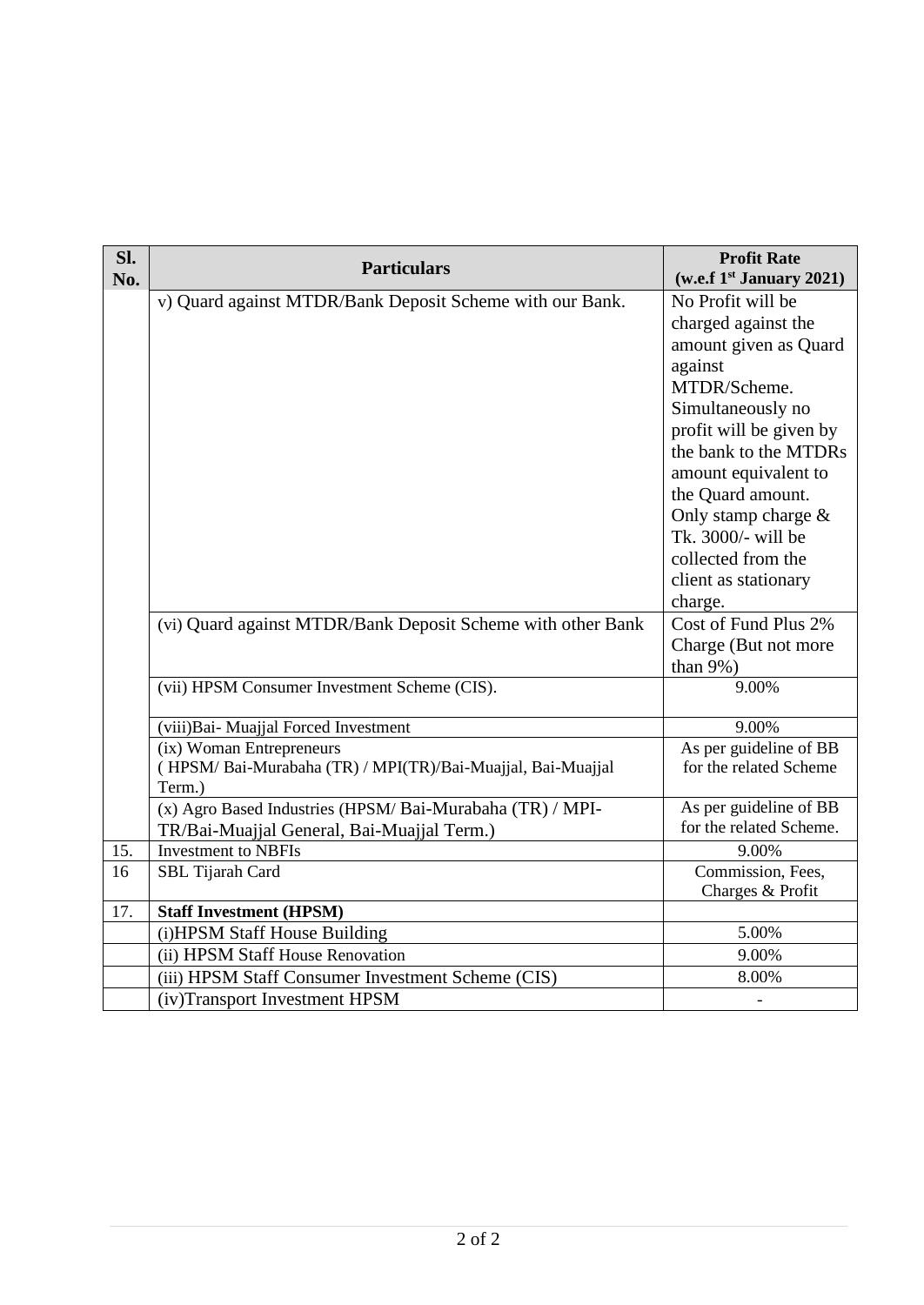| Sl. No. | Particulars | Profit Rate (w.e.f 1st January 2021) |
|---|---|---|
| | v) Quard against MTDR/Bank Deposit Scheme with our Bank. | No Profit will be charged against the amount given as Quard against MTDR/Scheme. Simultaneously no profit will be given by the bank to the MTDRs amount equivalent to the Quard amount. Only stamp charge & Tk. 3000/- will be collected from the client as stationary charge. |
| | (vi) Quard against MTDR/Bank Deposit Scheme with other Bank | Cost of Fund Plus 2% Charge (But not more than 9%) |
| | (vii) HPSM Consumer Investment Scheme (CIS). | 9.00% |
| | (viii)Bai- Muajjal Forced Investment | 9.00% |
| | (ix) Woman Entrepreneurs ( HPSM/ Bai-Murabaha (TR) / MPI(TR)/Bai-Muajjal, Bai-Muajjal Term.) | As per guideline of BB for the related Scheme |
| | (x) Agro Based Industries (HPSM/ Bai-Murabaha (TR) / MPI-TR/Bai-Muajjal General, Bai-Muajjal Term.) | As per guideline of BB for the related Scheme. |
| 15. | Investment to NBFIs | 9.00% |
| 16 | SBL Tijarah Card | Commission, Fees, Charges & Profit |
| 17. | **Staff Investment (HPSM)** | |
| | (i)HPSM Staff House Building | 5.00% |
| | (ii) HPSM Staff House Renovation | 9.00% |
| | (iii) HPSM Staff Consumer Investment Scheme (CIS) | 8.00% |
| | (iv)Transport Investment HPSM | - |